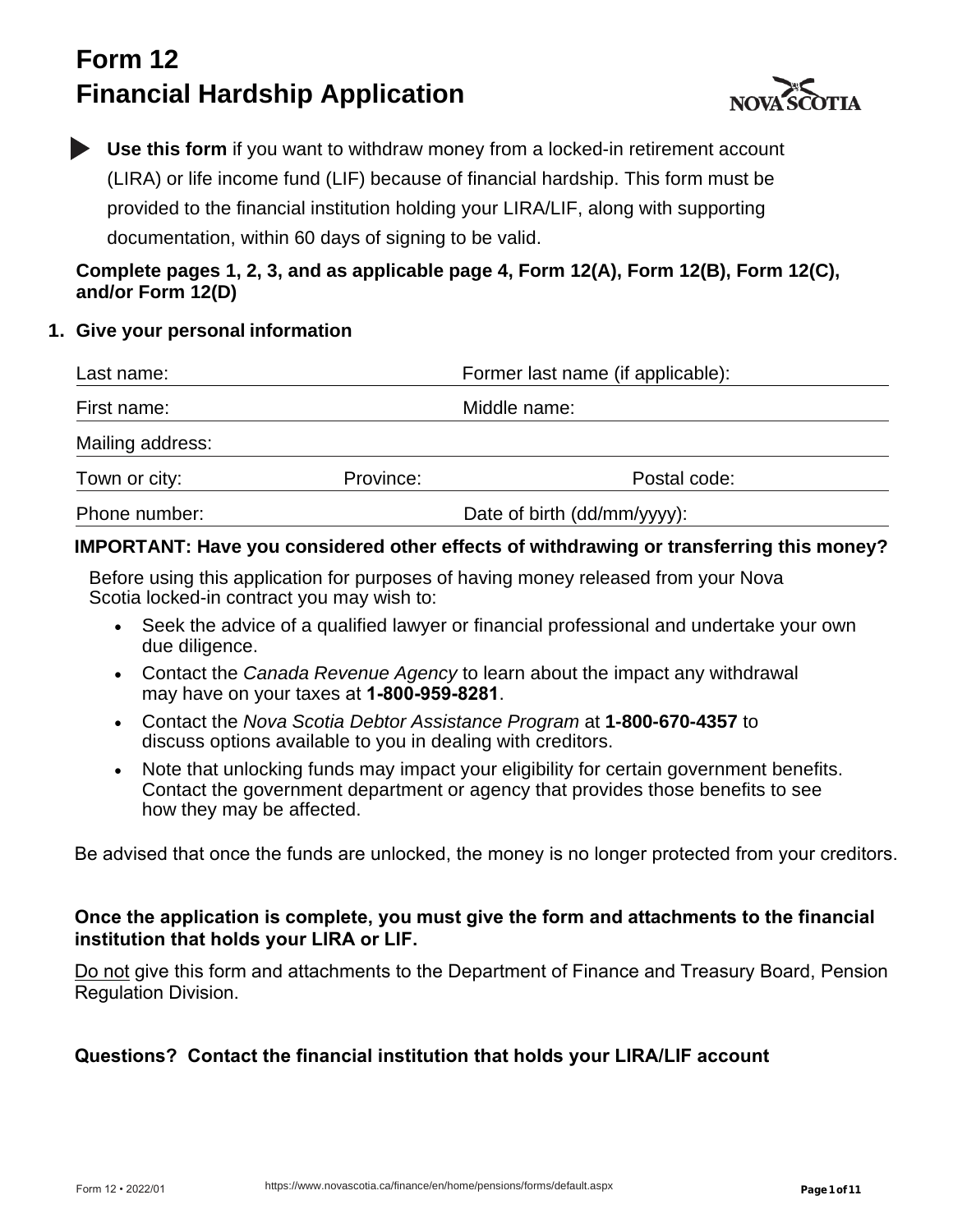# Form 12
# Financial Hardship Application

**Use this form** if you want to withdraw money from a locked-in retirement account (LIRA) or life income fund (LIF) because of financial hardship. This form must be provided to the financial institution holding your LIRA/LIF, along with supporting documentation, within 60 days of signing to be valid.

**Complete pages 1, 2, 3, and as applicable page 4, Form 12(A), Form 12(B), Form 12(C), and/or Form 12(D)**

## 1. Give your personal information

| | | |
|---|---|---|
| Last name: | Former last name (if applicable): | |
| First name: | Middle name: | |
| Mailing address: | | |
| Town or city: | Province: | Postal code: |
| Phone number: | Date of birth (dd/mm/yyyy): | |

**IMPORTANT: Have you considered other effects of withdrawing or transferring this money?**

Before using this application for purposes of having money released from your Nova Scotia locked-in contract you may wish to:

- Seek the advice of a qualified lawyer or financial professional and undertake your own due diligence.
- Contact the *Canada Revenue Agency* to learn about the impact any withdrawal may have on your taxes at **1-800-959-8281**.
- Contact the *Nova Scotia Debtor Assistance Program* at **1-800-670-4357** to discuss options available to you in dealing with creditors.
- Note that unlocking funds may impact your eligibility for certain government benefits. Contact the government department or agency that provides those benefits to see how they may be affected.

Be advised that once the funds are unlocked, the money is no longer protected from your creditors.

**Once the application is complete, you must give the form and attachments to the financial institution that holds your LIRA or LIF.**

Do not give this form and attachments to the Department of Finance and Treasury Board, Pension Regulation Division.

**Questions? Contact the financial institution that holds your LIRA/LIF account**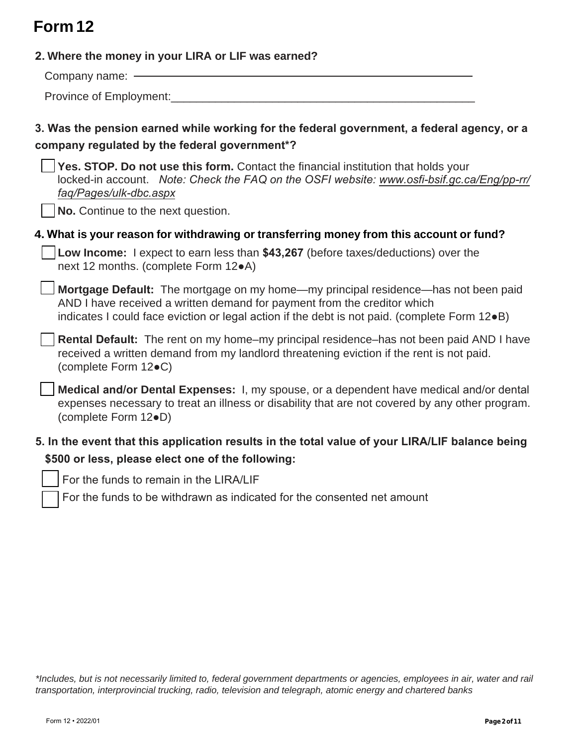# Form 12

**2. Where the money in your LIRA or LIF was earned?**

Company name: ___________________________________________________

Province of Employment:___________________________________________________

**3. Was the pension earned while working for the federal government, a federal agency, or a company regulated by the federal government*?**

☐ **Yes. STOP. Do not use this form.** Contact the financial institution that holds your locked-in account. *Note: Check the FAQ on the OSFI website: www.osfi-bsif.gc.ca/Eng/pp-rr/faq/Pages/ulk-dbc.aspx*

☐ **No.** Continue to the next question.

**4. What is your reason for withdrawing or transferring money from this account or fund?**

☐ **Low Income:** I expect to earn less than **$43,267** (before taxes/deductions) over the next 12 months. (complete Form 12●A)

☐ **Mortgage Default:** The mortgage on my home—my principal residence—has not been paid AND I have received a written demand for payment from the creditor which indicates I could face eviction or legal action if the debt is not paid. (complete Form 12●B)

☐ **Rental Default:** The rent on my home–my principal residence–has not been paid AND I have received a written demand from my landlord threatening eviction if the rent is not paid. (complete Form 12●C)

☐ **Medical and/or Dental Expenses:** I, my spouse, or a dependent have medical and/or dental expenses necessary to treat an illness or disability that are not covered by any other program. (complete Form 12●D)

**5. In the event that this application results in the total value of your LIRA/LIF balance being $500 or less, please elect one of the following:**

☐ For the funds to remain in the LIRA/LIF

☐ For the funds to be withdrawn as indicated for the consented net amount

*\*Includes, but is not necessarily limited to, federal government departments or agencies, employees in air, water and rail transportation, interprovincial trucking, radio, television and telegraph, atomic energy and chartered banks*

Form 12 • 2022/01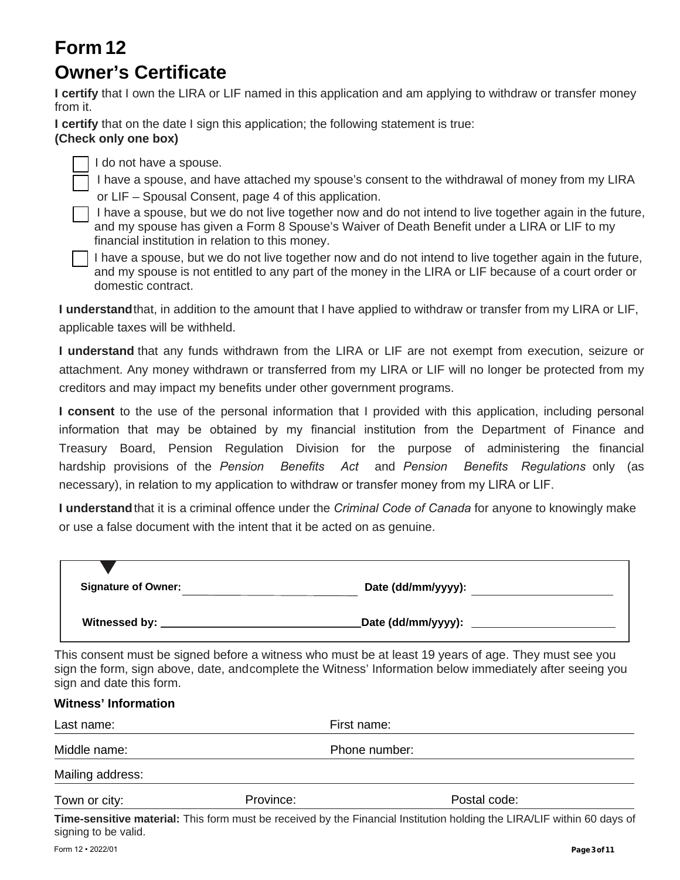# Form 12

## Owner's Certificate

**I certify** that I own the LIRA or LIF named in this application and am applying to withdraw or transfer money from it.

**I certify** that on the date I sign this application; the following statement is true:
**(Check only one box)**

- ☐ I do not have a spouse.
- ☐ I have a spouse, and have attached my spouse's consent to the withdrawal of money from my LIRA or LIF – Spousal Consent, page 4 of this application.
- ☐ I have a spouse, but we do not live together now and do not intend to live together again in the future, and my spouse has given a Form 8 Spouse's Waiver of Death Benefit under a LIRA or LIF to my financial institution in relation to this money.
- ☐ I have a spouse, but we do not live together now and do not intend to live together again in the future, and my spouse is not entitled to any part of the money in the LIRA or LIF because of a court order or domestic contract.

**I understand** that, in addition to the amount that I have applied to withdraw or transfer from my LIRA or LIF, applicable taxes will be withheld.

**I understand** that any funds withdrawn from the LIRA or LIF are not exempt from execution, seizure or attachment. Any money withdrawn or transferred from my LIRA or LIF will no longer be protected from my creditors and may impact my benefits under other government programs.

**I consent** to the use of the personal information that I provided with this application, including personal information that may be obtained by my financial institution from the Department of Finance and Treasury Board, Pension Regulation Division for the purpose of administering the financial hardship provisions of the *Pension Benefits Act* and *Pension Benefits Regulations* only (as necessary), in relation to my application to withdraw or transfer money from my LIRA or LIF.

**I understand** that it is a criminal offence under the *Criminal Code of Canada* for anyone to knowingly make or use a false document with the intent that it be acted on as genuine.

**Signature of Owner:** ____________________ **Date (dd/mm/yyyy):** ____________________

**Witnessed by:** ____________________ **Date (dd/mm/yyyy):** ____________________

This consent must be signed before a witness who must be at least 19 years of age. They must see you sign the form, sign above, date, and complete the Witness' Information below immediately after seeing you sign and date this form.

**Witness' Information**

Last name: ____________________ First name: ____________________

Middle name: ____________________ Phone number: ____________________

Mailing address: ____________________

Town or city: ____________________ Province: ____________________ Postal code: ____________________

**Time-sensitive material:** This form must be received by the Financial Institution holding the LIRA/LIF within 60 days of signing to be valid.

Form 12 • 2022/01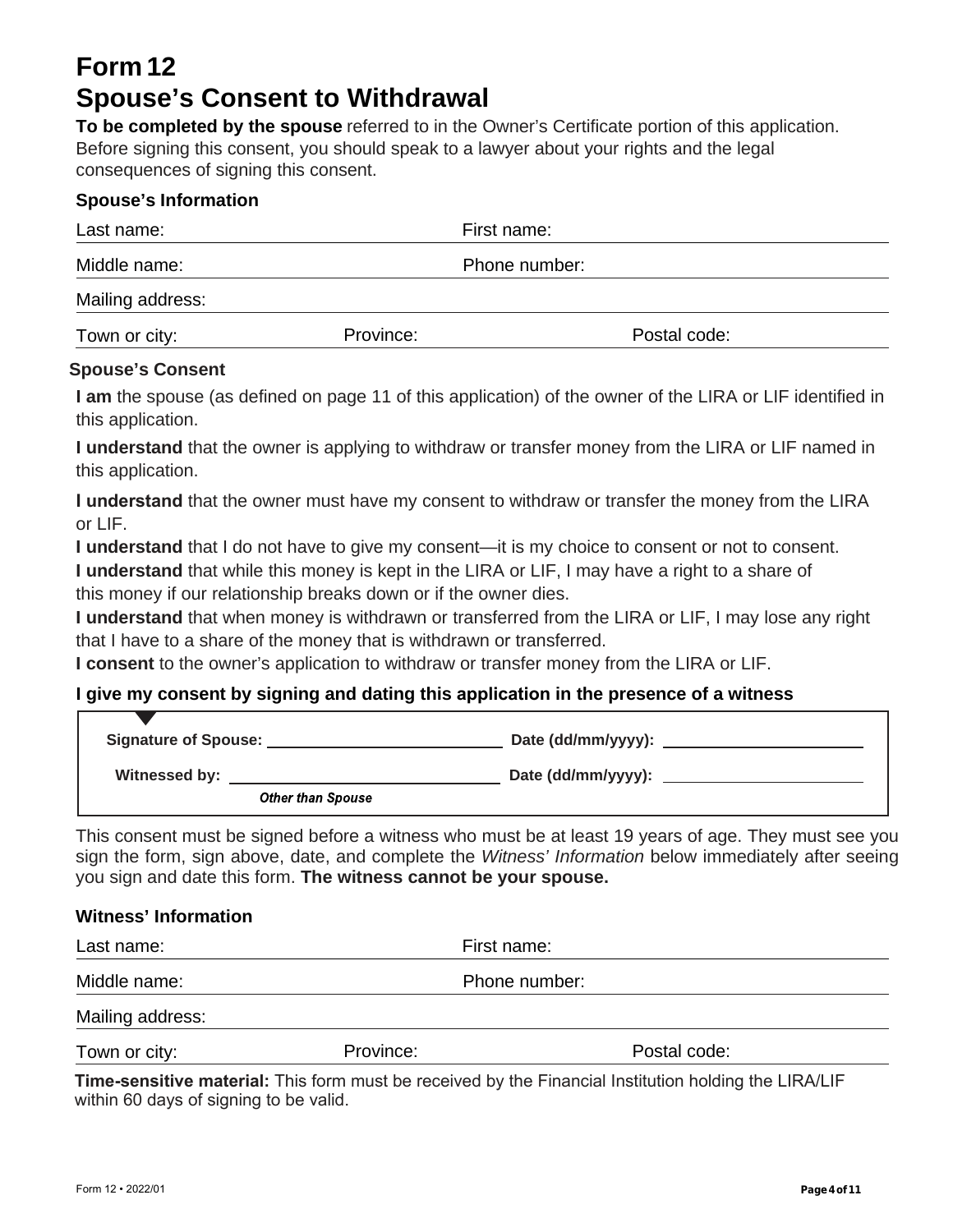# Form 12
# Spouse's Consent to Withdrawal

**To be completed by the spouse** referred to in the Owner's Certificate portion of this application. Before signing this consent, you should speak to a lawyer about your rights and the legal consequences of signing this consent.

### Spouse's Information

Last name: First name:

Middle name: Phone number:

Mailing address:

Town or city: Province: Postal code:

### Spouse's Consent

**I am** the spouse (as defined on page 11 of this application) of the owner of the LIRA or LIF identified in this application.

**I understand** that the owner is applying to withdraw or transfer money from the LIRA or LIF named in this application.

**I understand** that the owner must have my consent to withdraw or transfer the money from the LIRA or LIF.

**I understand** that I do not have to give my consent—it is my choice to consent or not to consent.

**I understand** that while this money is kept in the LIRA or LIF, I may have a right to a share of this money if our relationship breaks down or if the owner dies.

**I understand** that when money is withdrawn or transferred from the LIRA or LIF, I may lose any right that I have to a share of the money that is withdrawn or transferred.

**I consent** to the owner's application to withdraw or transfer money from the LIRA or LIF.

**I give my consent by signing and dating this application in the presence of a witness**

**Signature of Spouse:** ____________________ **Date (dd/mm/yyyy):** ____________________

**Witnessed by:** ____________________ **Date (dd/mm/yyyy):** ____________________
*Other than Spouse*

This consent must be signed before a witness who must be at least 19 years of age. They must see you sign the form, sign above, date, and complete the *Witness' Information* below immediately after seeing you sign and date this form. **The witness cannot be your spouse.**

### Witness' Information

Last name: First name:

Middle name: Phone number:

Mailing address:

Town or city: Province: Postal code:

**Time-sensitive material:** This form must be received by the Financial Institution holding the LIRA/LIF within 60 days of signing to be valid.

Form 12 • 2022/01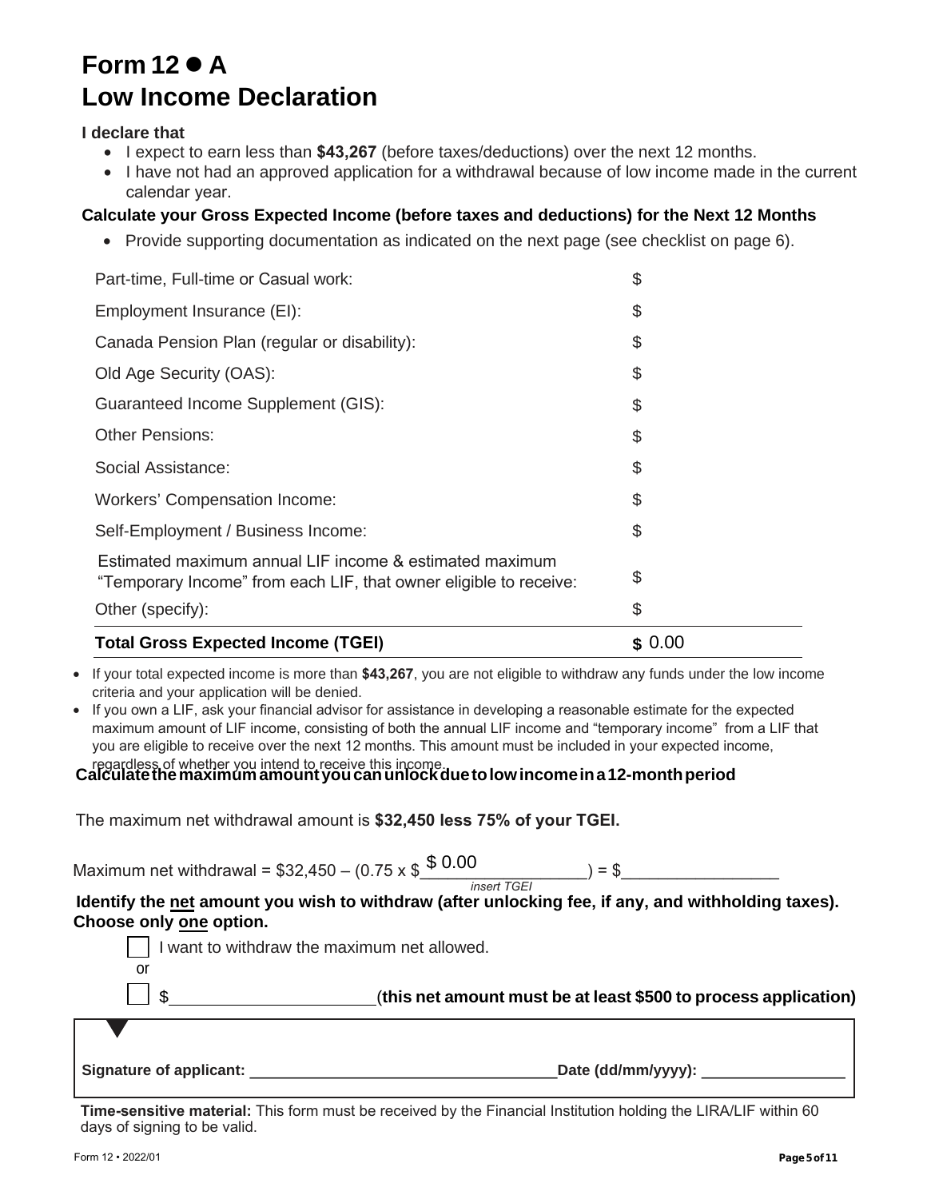# Form 12 ● A
# Low Income Declaration

**I declare that**

- I expect to earn less than **$43,267** (before taxes/deductions) over the next 12 months.
- I have not had an approved application for a withdrawal because of low income made in the current calendar year.

**Calculate your Gross Expected Income (before taxes and deductions) for the Next 12 Months**

- Provide supporting documentation as indicated on the next page (see checklist on page 6).

| | |
|---|---|
| Part-time, Full-time or Casual work: | $ |
| Employment Insurance (EI): | $ |
| Canada Pension Plan (regular or disability): | $ |
| Old Age Security (OAS): | $ |
| Guaranteed Income Supplement (GIS): | $ |
| Other Pensions: | $ |
| Social Assistance: | $ |
| Workers' Compensation Income: | $ |
| Self-Employment / Business Income: | $ |
| Estimated maximum annual LIF income & estimated maximum "Temporary Income" from each LIF, that owner eligible to receive: | $ |
| Other (specify): | $ |
| **Total Gross Expected Income (TGEI)** | **$** 0.00 |

- If your total expected income is more than **$43,267**, you are not eligible to withdraw any funds under the low income criteria and your application will be denied.
- If you own a LIF, ask your financial advisor for assistance in developing a reasonable estimate for the expected maximum amount of LIF income, consisting of both the annual LIF income and "temporary income" from a LIF that you are eligible to receive over the next 12 months. This amount must be included in your expected income, regardless of whether you intend to receive this income.

**Calculate the maximum amount you can unlock due to low income in a 12-month period**

The maximum net withdrawal amount is **$32,450 less 75% of your TGEI.**

Maximum net withdrawal = $32,450 – (0.75 x $ 0.00 ________ *insert TGEI*) = $__________________

**Identify the net amount you wish to withdraw (after unlocking fee, if any, and withholding taxes). Choose only one option.**

☐ I want to withdraw the maximum net allowed.

or

☐ $______________________ (**this net amount must be at least $500 to process application)**

**Signature of applicant:** ____________________________________ **Date (dd/mm/yyyy):** _________________

**Time-sensitive material:** This form must be received by the Financial Institution holding the LIRA/LIF within 60 days of signing to be valid.

Form 12 • 2022/01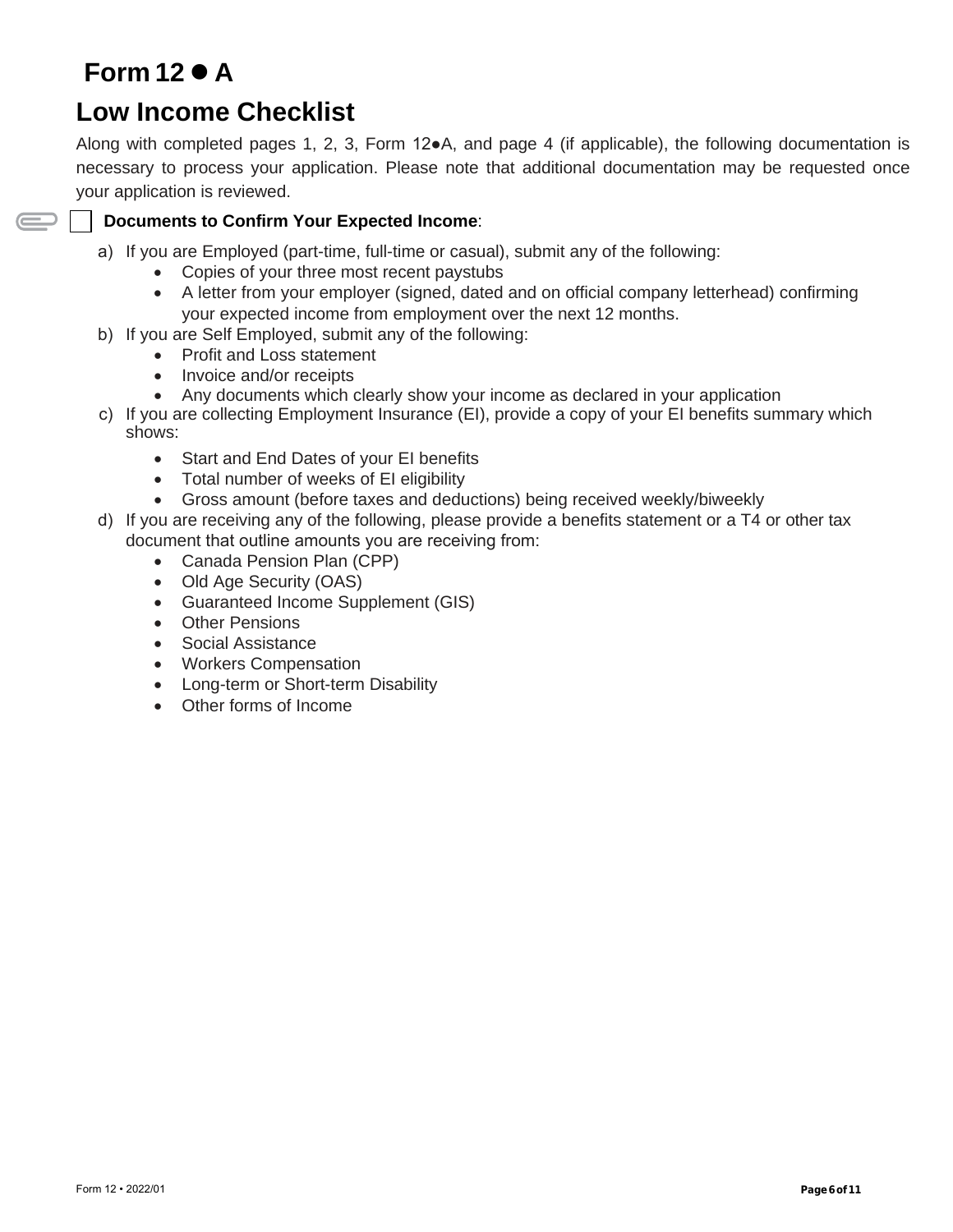# Form 12 ● A

## Low Income Checklist

Along with completed pages 1, 2, 3, Form 12●A, and page 4 (if applicable), the following documentation is necessary to process your application. Please note that additional documentation may be requested once your application is reviewed.

☐ **Documents to Confirm Your Expected Income**:

a) If you are Employed (part-time, full-time or casual), submit any of the following:
   - Copies of your three most recent paystubs
   - A letter from your employer (signed, dated and on official company letterhead) confirming your expected income from employment over the next 12 months.

b) If you are Self Employed, submit any of the following:
   - Profit and Loss statement
   - Invoice and/or receipts
   - Any documents which clearly show your income as declared in your application

c) If you are collecting Employment Insurance (EI), provide a copy of your EI benefits summary which shows:
   - Start and End Dates of your EI benefits
   - Total number of weeks of EI eligibility
   - Gross amount (before taxes and deductions) being received weekly/biweekly

d) If you are receiving any of the following, please provide a benefits statement or a T4 or other tax document that outline amounts you are receiving from:
   - Canada Pension Plan (CPP)
   - Old Age Security (OAS)
   - Guaranteed Income Supplement (GIS)
   - Other Pensions
   - Social Assistance
   - Workers Compensation
   - Long-term or Short-term Disability
   - Other forms of Income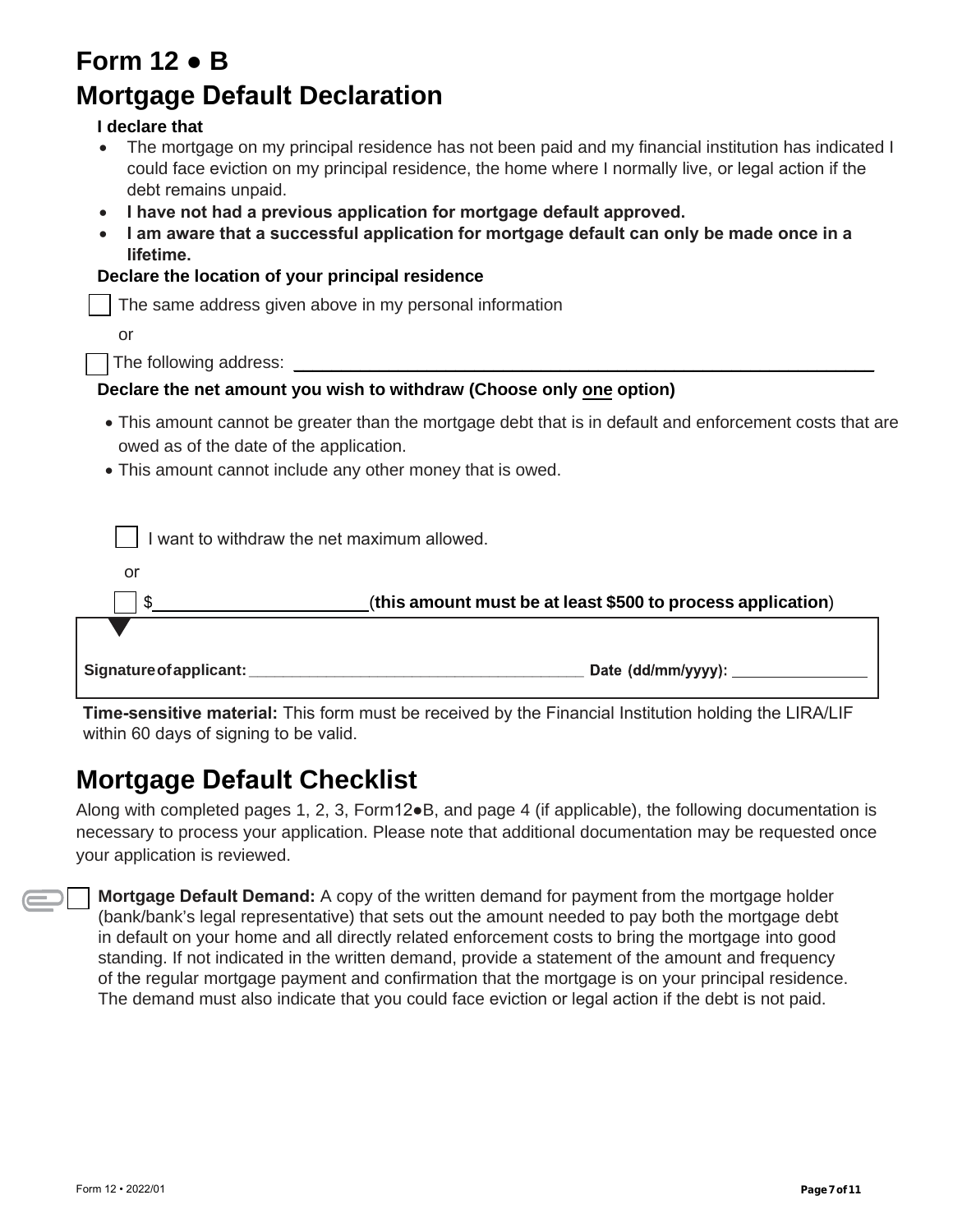# Form 12 ● B
# Mortgage Default Declaration

**I declare that**

- The mortgage on my principal residence has not been paid and my financial institution has indicated I could face eviction on my principal residence, the home where I normally live, or legal action if the debt remains unpaid.
- **I have not had a previous application for mortgage default approved.**
- **I am aware that a successful application for mortgage default can only be made once in a lifetime.**

**Declare the location of your principal residence**

☐ The same address given above in my personal information

or

☐ The following address: ______________________________________________

**Declare the net amount you wish to withdraw (Choose only <u>one</u> option)**

- This amount cannot be greater than the mortgage debt that is in default and enforcement costs that are owed as of the date of the application.
- This amount cannot include any other money that is owed.

☐ I want to withdraw the net maximum allowed.

or

☐ $______________________ (**this amount must be at least $500 to process application**)

**Signature of applicant:** ______________________________________ **Date (dd/mm/yyyy):** _______________

**Time-sensitive material:** This form must be received by the Financial Institution holding the LIRA/LIF within 60 days of signing to be valid.

## Mortgage Default Checklist

Along with completed pages 1, 2, 3, Form12●B, and page 4 (if applicable), the following documentation is necessary to process your application. Please note that additional documentation may be requested once your application is reviewed.

☐ **Mortgage Default Demand:** A copy of the written demand for payment from the mortgage holder (bank/bank's legal representative) that sets out the amount needed to pay both the mortgage debt in default on your home and all directly related enforcement costs to bring the mortgage into good standing. If not indicated in the written demand, provide a statement of the amount and frequency of the regular mortgage payment and confirmation that the mortgage is on your principal residence. The demand must also indicate that you could face eviction or legal action if the debt is not paid.

Form 12 • 2022/01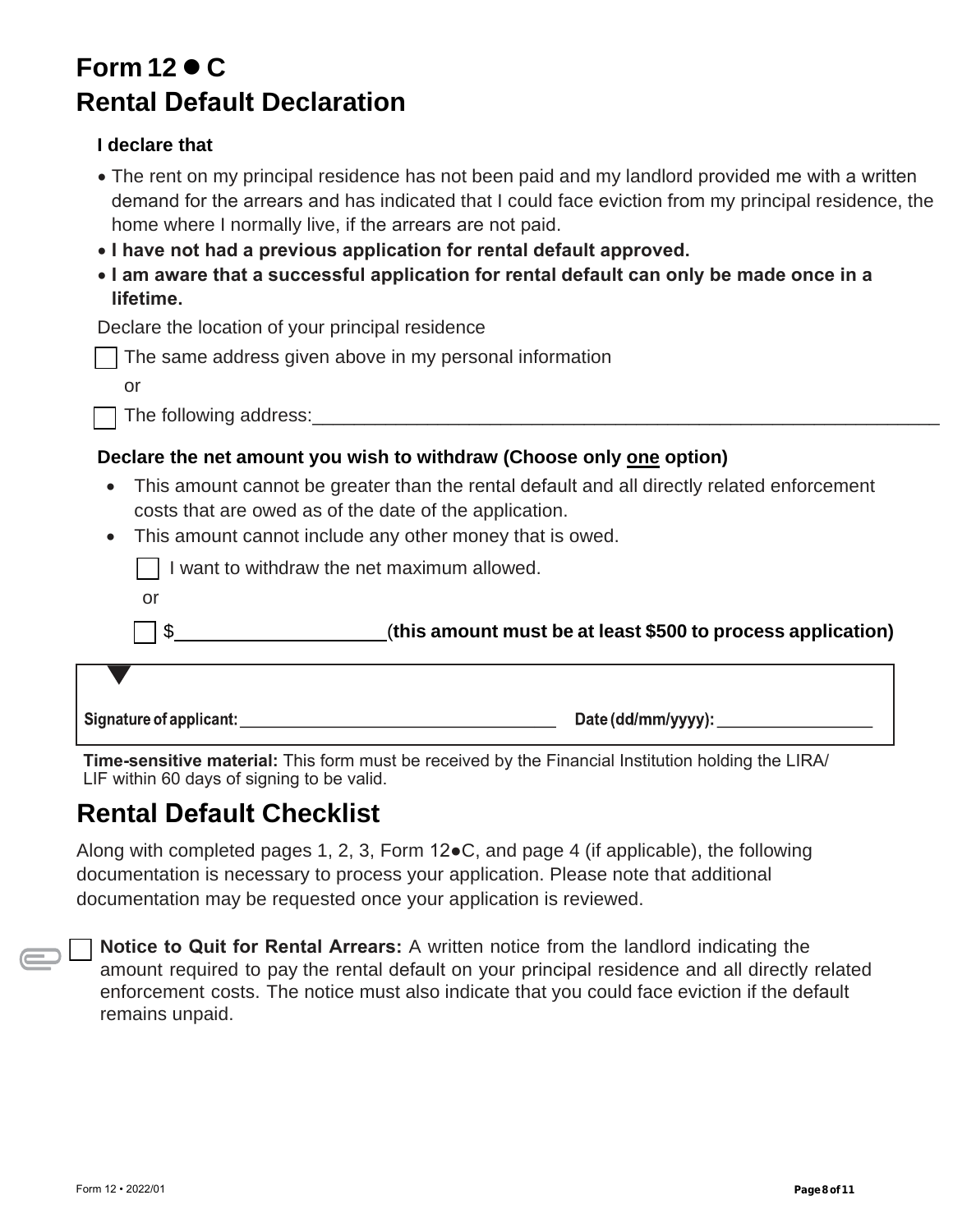# Form 12 ● C
# Rental Default Declaration

**I declare that**

- The rent on my principal residence has not been paid and my landlord provided me with a written demand for the arrears and has indicated that I could face eviction from my principal residence, the home where I normally live, if the arrears are not paid.
- **I have not had a previous application for rental default approved.**
- **I am aware that a successful application for rental default can only be made once in a lifetime.**

Declare the location of your principal residence

☐ The same address given above in my personal information

or

☐ The following address:_______________________________________________

**Declare the net amount you wish to withdraw (Choose only one option)**

- This amount cannot be greater than the rental default and all directly related enforcement costs that are owed as of the date of the application.
- This amount cannot include any other money that is owed.

☐ I want to withdraw the net maximum allowed.

or

☐ $____________________ (**this amount must be at least $500 to process application)**

**Signature of applicant:** ___________________________________ **Date (dd/mm/yyyy):** _________________

**Time-sensitive material:** This form must be received by the Financial Institution holding the LIRA/LIF within 60 days of signing to be valid.

## Rental Default Checklist

Along with completed pages 1, 2, 3, Form 12●C, and page 4 (if applicable), the following documentation is necessary to process your application. Please note that additional documentation may be requested once your application is reviewed.

☐ **Notice to Quit for Rental Arrears:** A written notice from the landlord indicating the amount required to pay the rental default on your principal residence and all directly related enforcement costs. The notice must also indicate that you could face eviction if the default remains unpaid.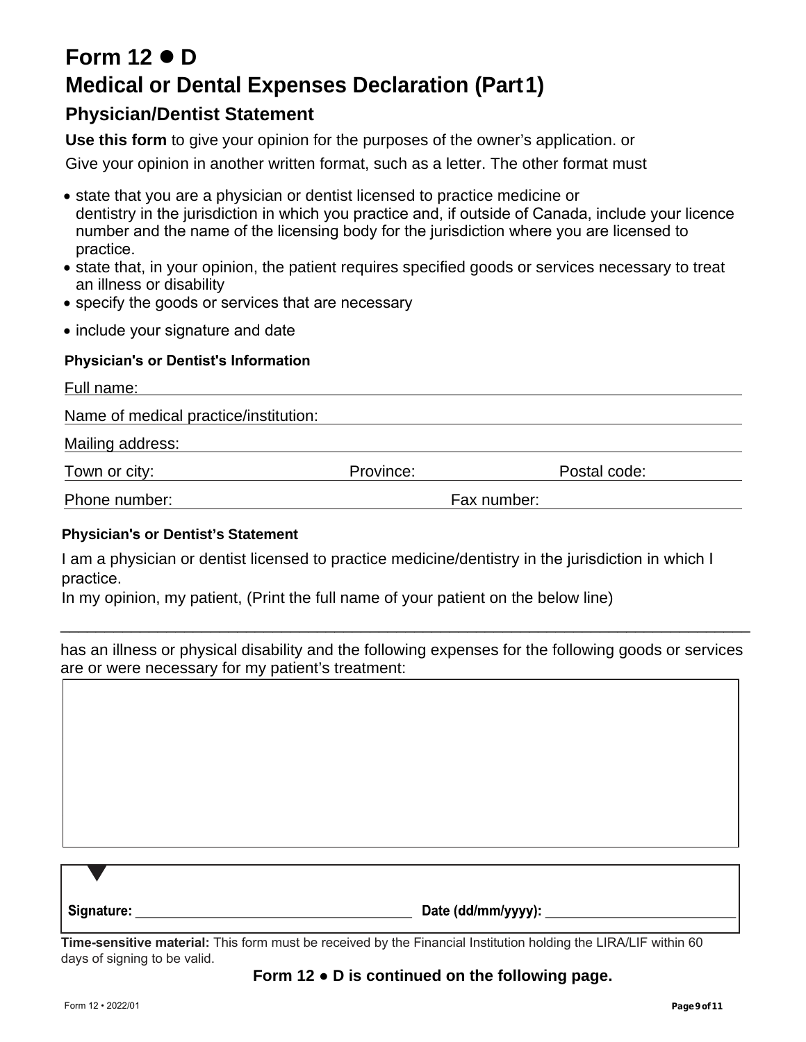# Form 12 ● D

## Medical or Dental Expenses Declaration (Part1)

### Physician/Dentist Statement

**Use this form** to give your opinion for the purposes of the owner's application. or

Give your opinion in another written format, such as a letter. The other format must

- state that you are a physician or dentist licensed to practice medicine or dentistry in the jurisdiction in which you practice and, if outside of Canada, include your licence number and the name of the licensing body for the jurisdiction where you are licensed to practice.
- state that, in your opinion, the patient requires specified goods or services necessary to treat an illness or disability
- specify the goods or services that are necessary
- include your signature and date

**Physician's or Dentist's Information**

Full name: ______________________________

Name of medical practice/institution: ______________________________

Mailing address: ______________________________

Town or city: ______________ Province: ______________ Postal code: ______________

Phone number: ______________ Fax number: ______________

**Physician's or Dentist's Statement**

I am a physician or dentist licensed to practice medicine/dentistry in the jurisdiction in which I practice.
In my opinion, my patient, (Print the full name of your patient on the below line)

______________________________

has an illness or physical disability and the following expenses for the following goods or services are or were necessary for my patient's treatment:

**Signature:** ______________________________ **Date (dd/mm/yyyy):** ______________________________

**Time-sensitive material:** This form must be received by the Financial Institution holding the LIRA/LIF within 60 days of signing to be valid.

**Form 12 ● D is continued on the following page.**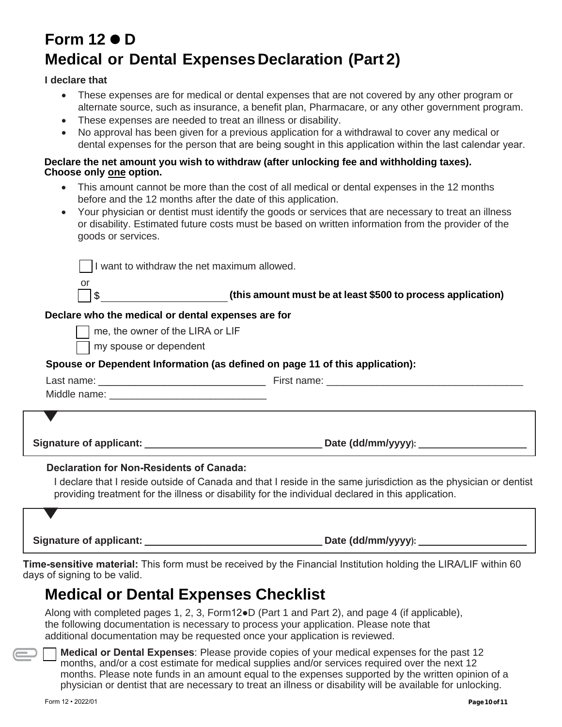# Form 12 ● D
# Medical or Dental Expenses Declaration (Part 2)

**I declare that**

- These expenses are for medical or dental expenses that are not covered by any other program or alternate source, such as insurance, a benefit plan, Pharmacare, or any other government program.
- These expenses are needed to treat an illness or disability.
- No approval has been given for a previous application for a withdrawal to cover any medical or dental expenses for the person that are being sought in this application within the last calendar year.

**Declare the net amount you wish to withdraw (after unlocking fee and withholding taxes). Choose only one option.**

- This amount cannot be more than the cost of all medical or dental expenses in the 12 months before and the 12 months after the date of this application.
- Your physician or dentist must identify the goods or services that are necessary to treat an illness or disability. Estimated future costs must be based on written information from the provider of the goods or services.

☐ I want to withdraw the net maximum allowed.

or

☐ $\_\_\_\_\_\_\_\_\_\_\_\_\_\_\_\_\_\_\_\_ **(this amount must be at least $500 to process application)**

**Declare who the medical or dental expenses are for**

☐ me, the owner of the LIRA or LIF

☐ my spouse or dependent

**Spouse or Dependent Information (as defined on page 11 of this application):**

Last name: \_\_\_\_\_\_\_\_\_\_\_\_\_\_\_\_\_\_\_\_\_\_\_\_\_\_\_\_ First name: \_\_\_\_\_\_\_\_\_\_\_\_\_\_\_\_\_\_\_\_\_\_\_\_\_\_\_\_\_\_\_\_\_\_

Middle name: \_\_\_\_\_\_\_\_\_\_\_\_\_\_\_\_\_\_\_\_\_\_\_\_\_\_

**Signature of applicant:** \_\_\_\_\_\_\_\_\_\_\_\_\_\_\_\_\_\_\_\_\_\_\_\_\_\_\_\_\_\_ **Date (dd/mm/yyyy):** \_\_\_\_\_\_\_\_\_\_\_\_\_\_\_\_\_\_

**Declaration for Non-Residents of Canada:**

I declare that I reside outside of Canada and that I reside in the same jurisdiction as the physician or dentist providing treatment for the illness or disability for the individual declared in this application.

**Signature of applicant:** \_\_\_\_\_\_\_\_\_\_\_\_\_\_\_\_\_\_\_\_\_\_\_\_\_\_\_\_\_\_ **Date (dd/mm/yyyy):** \_\_\_\_\_\_\_\_\_\_\_\_\_\_\_\_\_\_

**Time-sensitive material:** This form must be received by the Financial Institution holding the LIRA/LIF within 60 days of signing to be valid.

# Medical or Dental Expenses Checklist

Along with completed pages 1, 2, 3, Form12●D (Part 1 and Part 2), and page 4 (if applicable), the following documentation is necessary to process your application. Please note that additional documentation may be requested once your application is reviewed.

☐ **Medical or Dental Expenses**: Please provide copies of your medical expenses for the past 12 months, and/or a cost estimate for medical supplies and/or services required over the next 12 months. Please note funds in an amount equal to the expenses supported by the written opinion of a physician or dentist that are necessary to treat an illness or disability will be available for unlocking.

Form 12 • 2022/01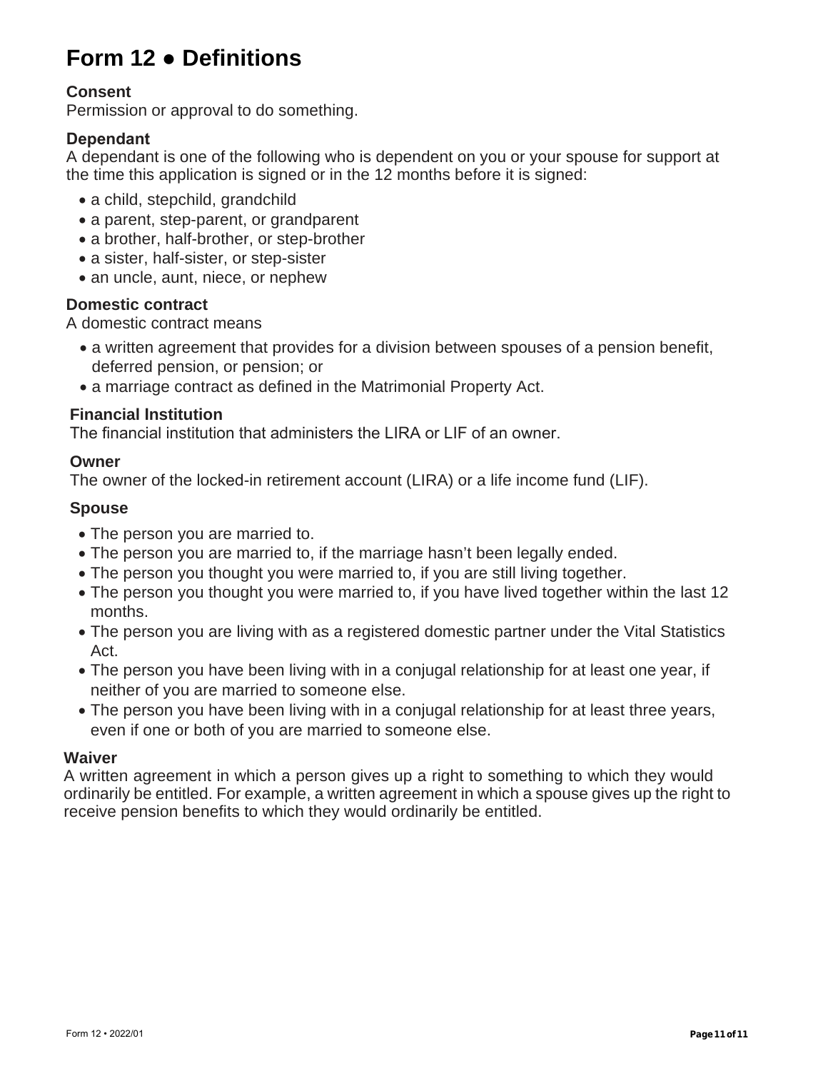# Form 12 ● Definitions

### Consent

Permission or approval to do something.

### Dependant

A dependant is one of the following who is dependent on you or your spouse for support at the time this application is signed or in the 12 months before it is signed:

- a child, stepchild, grandchild
- a parent, step-parent, or grandparent
- a brother, half-brother, or step-brother
- a sister, half-sister, or step-sister
- an uncle, aunt, niece, or nephew

### Domestic contract

A domestic contract means

- a written agreement that provides for a division between spouses of a pension benefit, deferred pension, or pension; or
- a marriage contract as defined in the Matrimonial Property Act.

### Financial Institution

The financial institution that administers the LIRA or LIF of an owner.

### Owner

The owner of the locked-in retirement account (LIRA) or a life income fund (LIF).

### Spouse

- The person you are married to.
- The person you are married to, if the marriage hasn't been legally ended.
- The person you thought you were married to, if you are still living together.
- The person you thought you were married to, if you have lived together within the last 12 months.
- The person you are living with as a registered domestic partner under the Vital Statistics Act.
- The person you have been living with in a conjugal relationship for at least one year, if neither of you are married to someone else.
- The person you have been living with in a conjugal relationship for at least three years, even if one or both of you are married to someone else.

### Waiver

A written agreement in which a person gives up a right to something to which they would ordinarily be entitled. For example, a written agreement in which a spouse gives up the right to receive pension benefits to which they would ordinarily be entitled.